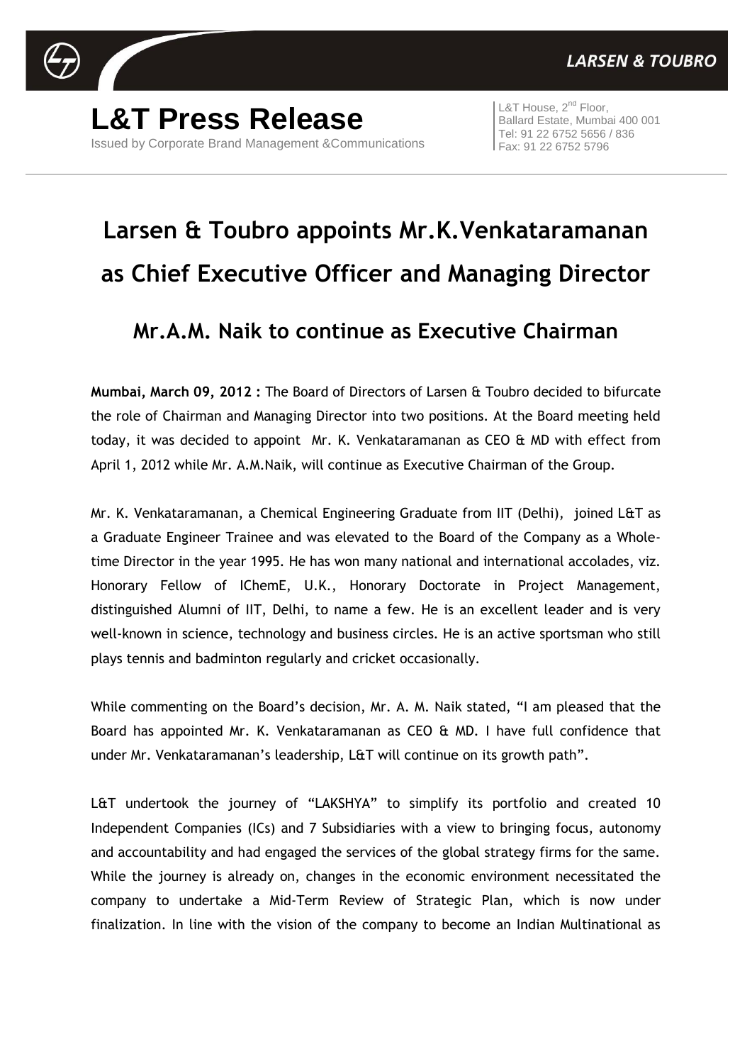LARSEN & TOUBRO

# L&T Press Release

Issued by Corporate Brand Management &Communications

L&T House, 2nd Floor,
Ballard Estate, Mumbai 400 001
Tel: 91 22 6752 5656 / 836
Fax: 91 22 6752 5796

# Larsen & Toubro appoints Mr.K.Venkataramanan as Chief Executive Officer and Managing Director

## Mr.A.M. Naik to continue as Executive Chairman

**Mumbai, March 09, 2012 :** The Board of Directors of Larsen & Toubro decided to bifurcate the role of Chairman and Managing Director into two positions. At the Board meeting held today, it was decided to appoint Mr. K. Venkataramanan as CEO & MD with effect from April 1, 2012 while Mr. A.M.Naik, will continue as Executive Chairman of the Group.

Mr. K. Venkataramanan, a Chemical Engineering Graduate from IIT (Delhi), joined L&T as a Graduate Engineer Trainee and was elevated to the Board of the Company as a Whole-time Director in the year 1995. He has won many national and international accolades, viz. Honorary Fellow of IChemE, U.K., Honorary Doctorate in Project Management, distinguished Alumni of IIT, Delhi, to name a few. He is an excellent leader and is very well-known in science, technology and business circles. He is an active sportsman who still plays tennis and badminton regularly and cricket occasionally.

While commenting on the Board's decision, Mr. A. M. Naik stated, "I am pleased that the Board has appointed Mr. K. Venkataramanan as CEO & MD. I have full confidence that under Mr. Venkataramanan's leadership, L&T will continue on its growth path".

L&T undertook the journey of "LAKSHYA" to simplify its portfolio and created 10 Independent Companies (ICs) and 7 Subsidiaries with a view to bringing focus, autonomy and accountability and had engaged the services of the global strategy firms for the same. While the journey is already on, changes in the economic environment necessitated the company to undertake a Mid-Term Review of Strategic Plan, which is now under finalization. In line with the vision of the company to become an Indian Multinational as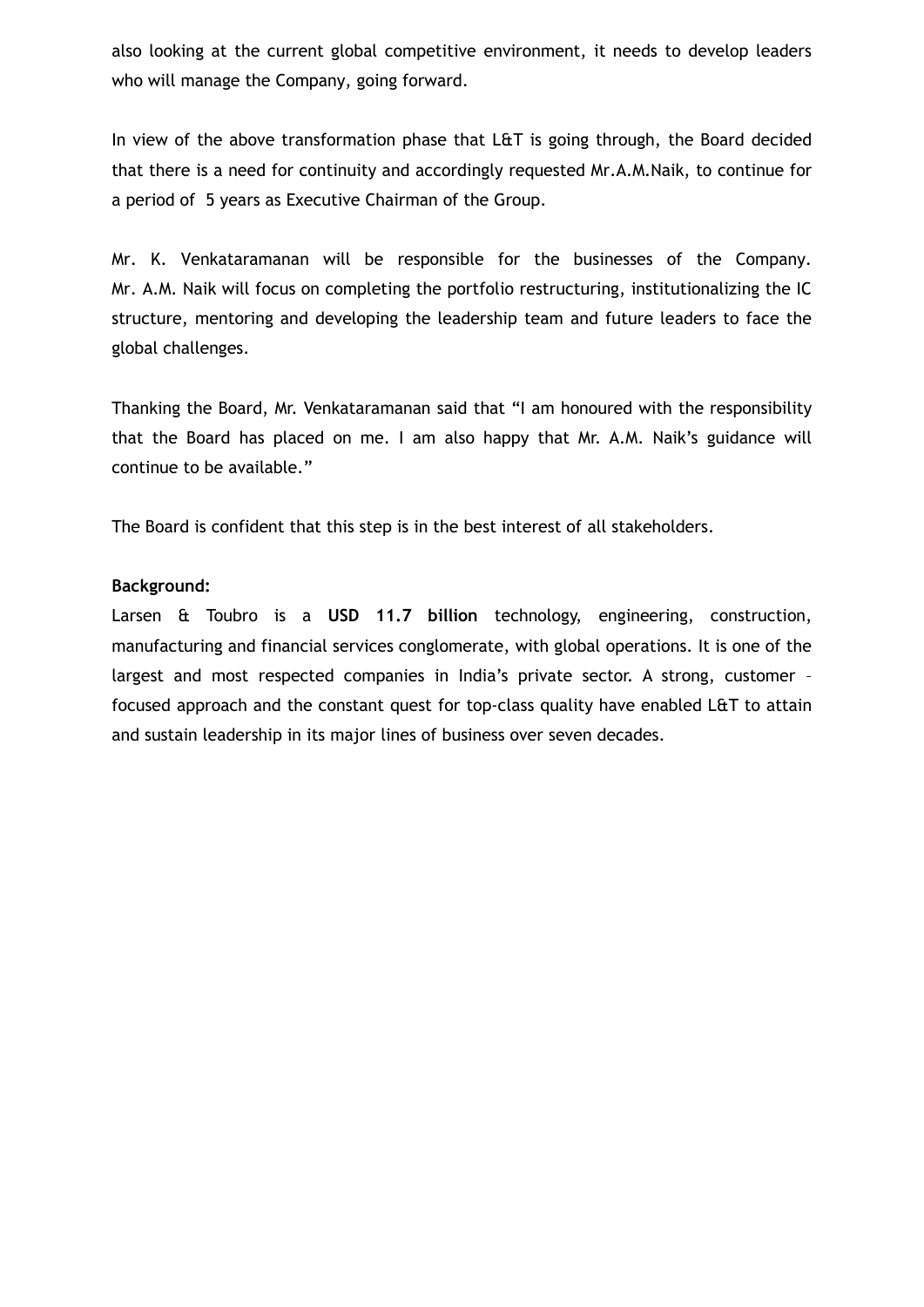also looking at the current global competitive environment, it needs to develop leaders who will manage the Company, going forward.

In view of the above transformation phase that L&T is going through, the Board decided that there is a need for continuity and accordingly requested Mr.A.M.Naik, to continue for a period of 5 years as Executive Chairman of the Group.

Mr. K. Venkataramanan will be responsible for the businesses of the Company. Mr. A.M. Naik will focus on completing the portfolio restructuring, institutionalizing the IC structure, mentoring and developing the leadership team and future leaders to face the global challenges.

Thanking the Board, Mr. Venkataramanan said that "I am honoured with the responsibility that the Board has placed on me. I am also happy that Mr. A.M. Naik's guidance will continue to be available."

The Board is confident that this step is in the best interest of all stakeholders.

**Background:**

Larsen & Toubro is a **USD 11.7 billion** technology, engineering, construction, manufacturing and financial services conglomerate, with global operations. It is one of the largest and most respected companies in India's private sector. A strong, customer – focused approach and the constant quest for top-class quality have enabled L&T to attain and sustain leadership in its major lines of business over seven decades.